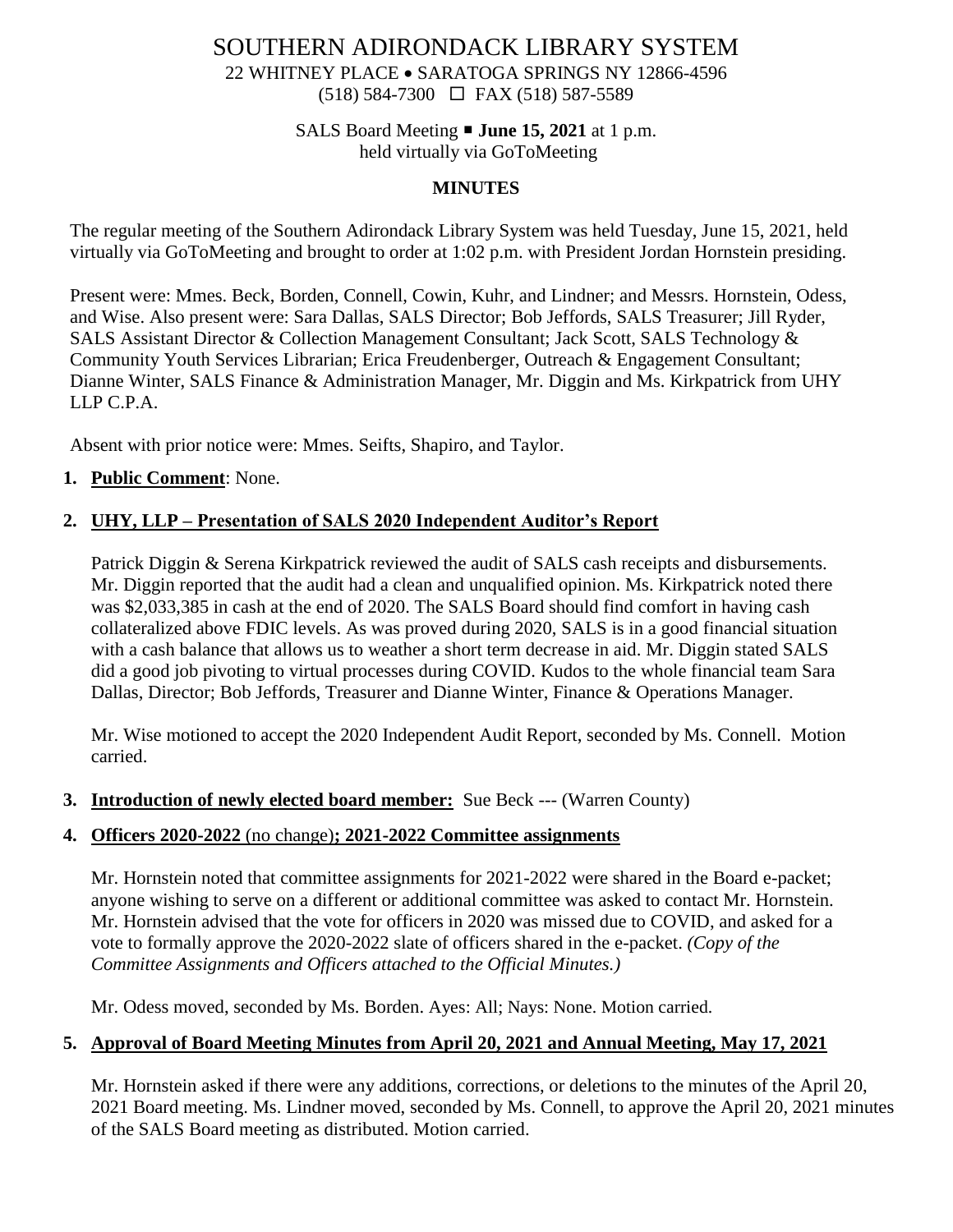# SOUTHERN ADIRONDACK LIBRARY SYSTEM

22 WHITNEY PLACE • SARATOGA SPRINGS NY 12866-4596
(518) 584-7300 ☐ FAX (518) 587-5589

SALS Board Meeting ■ **June 15, 2021** at 1 p.m.
held virtually via GoToMeeting

## MINUTES

The regular meeting of the Southern Adirondack Library System was held Tuesday, June 15, 2021, held virtually via GoToMeeting and brought to order at 1:02 p.m. with President Jordan Hornstein presiding.

Present were: Mmes. Beck, Borden, Connell, Cowin, Kuhr, and Lindner; and Messrs. Hornstein, Odess, and Wise. Also present were: Sara Dallas, SALS Director; Bob Jeffords, SALS Treasurer; Jill Ryder, SALS Assistant Director & Collection Management Consultant; Jack Scott, SALS Technology & Community Youth Services Librarian; Erica Freudenberger, Outreach & Engagement Consultant; Dianne Winter, SALS Finance & Administration Manager, Mr. Diggin and Ms. Kirkpatrick from UHY LLP C.P.A.

Absent with prior notice were: Mmes. Seifts, Shapiro, and Taylor.

1. **Public Comment**: None.

2. **UHY, LLP – Presentation of SALS 2020 Independent Auditor's Report**

   Patrick Diggin & Serena Kirkpatrick reviewed the audit of SALS cash receipts and disbursements. Mr. Diggin reported that the audit had a clean and unqualified opinion. Ms. Kirkpatrick noted there was $2,033,385 in cash at the end of 2020. The SALS Board should find comfort in having cash collateralized above FDIC levels. As was proved during 2020, SALS is in a good financial situation with a cash balance that allows us to weather a short term decrease in aid. Mr. Diggin stated SALS did a good job pivoting to virtual processes during COVID. Kudos to the whole financial team Sara Dallas, Director; Bob Jeffords, Treasurer and Dianne Winter, Finance & Operations Manager.

   Mr. Wise motioned to accept the 2020 Independent Audit Report, seconded by Ms. Connell. Motion carried.

3. **Introduction of newly elected board member:** Sue Beck --- (Warren County)

4. **Officers 2020-2022** (no change)**; 2021-2022 Committee assignments**

   Mr. Hornstein noted that committee assignments for 2021-2022 were shared in the Board e-packet; anyone wishing to serve on a different or additional committee was asked to contact Mr. Hornstein. Mr. Hornstein advised that the vote for officers in 2020 was missed due to COVID, and asked for a vote to formally approve the 2020-2022 slate of officers shared in the e-packet. *(Copy of the Committee Assignments and Officers attached to the Official Minutes.)*

   Mr. Odess moved, seconded by Ms. Borden. Ayes: All; Nays: None. Motion carried.

5. **Approval of Board Meeting Minutes from April 20, 2021 and Annual Meeting, May 17, 2021**

   Mr. Hornstein asked if there were any additions, corrections, or deletions to the minutes of the April 20, 2021 Board meeting. Ms. Lindner moved, seconded by Ms. Connell, to approve the April 20, 2021 minutes of the SALS Board meeting as distributed. Motion carried.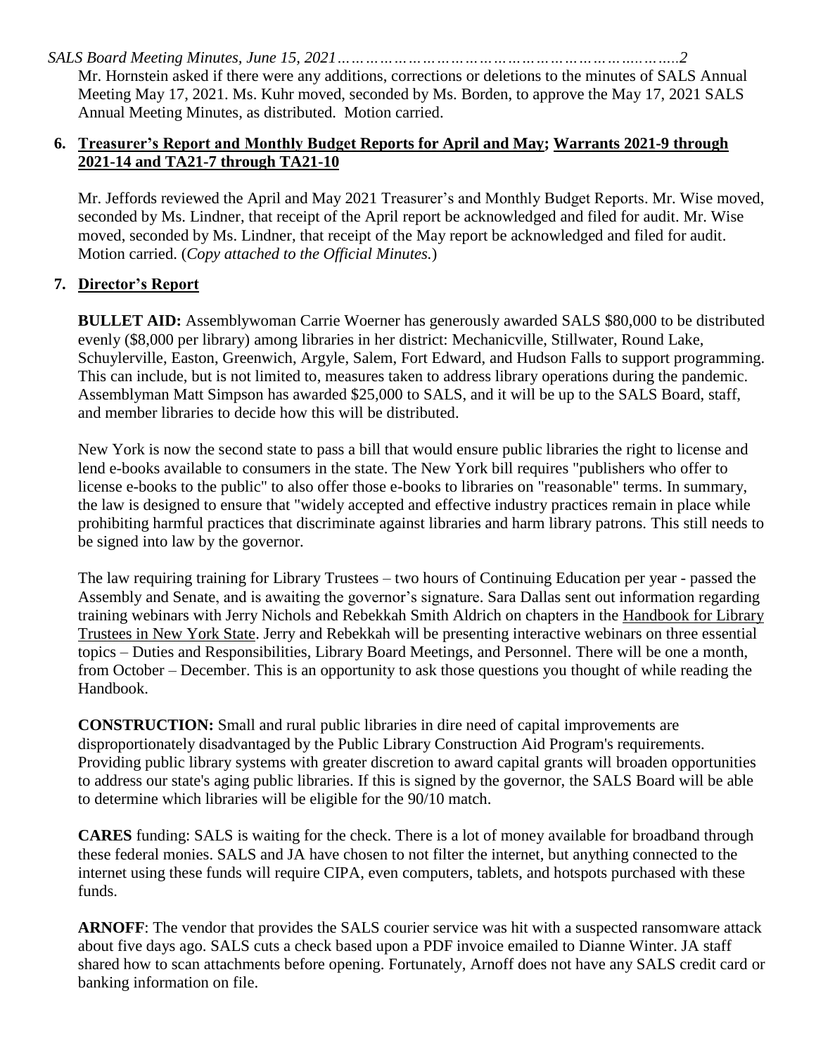Mr. Hornstein asked if there were any additions, corrections or deletions to the minutes of SALS Annual Meeting May 17, 2021. Ms. Kuhr moved, seconded by Ms. Borden, to approve the May 17, 2021 SALS Annual Meeting Minutes, as distributed. Motion carried.

6. **Treasurer's Report and Monthly Budget Reports for April and May; Warrants 2021-9 through 2021-14 and TA21-7 through TA21-10**

Mr. Jeffords reviewed the April and May 2021 Treasurer's and Monthly Budget Reports. Mr. Wise moved, seconded by Ms. Lindner, that receipt of the April report be acknowledged and filed for audit. Mr. Wise moved, seconded by Ms. Lindner, that receipt of the May report be acknowledged and filed for audit. Motion carried. (*Copy attached to the Official Minutes.*)

7. **Director's Report**

**BULLET AID:** Assemblywoman Carrie Woerner has generously awarded SALS $80,000 to be distributed evenly ($8,000 per library) among libraries in her district: Mechanicville, Stillwater, Round Lake, Schuylerville, Easton, Greenwich, Argyle, Salem, Fort Edward, and Hudson Falls to support programming. This can include, but is not limited to, measures taken to address library operations during the pandemic. Assemblyman Matt Simpson has awarded $25,000 to SALS, and it will be up to the SALS Board, staff, and member libraries to decide how this will be distributed.

New York is now the second state to pass a bill that would ensure public libraries the right to license and lend e-books available to consumers in the state. The New York bill requires "publishers who offer to license e-books to the public" to also offer those e-books to libraries on "reasonable" terms. In summary, the law is designed to ensure that "widely accepted and effective industry practices remain in place while prohibiting harmful practices that discriminate against libraries and harm library patrons. This still needs to be signed into law by the governor.

The law requiring training for Library Trustees – two hours of Continuing Education per year - passed the Assembly and Senate, and is awaiting the governor's signature. Sara Dallas sent out information regarding training webinars with Jerry Nichols and Rebekkah Smith Aldrich on chapters in the Handbook for Library Trustees in New York State. Jerry and Rebekkah will be presenting interactive webinars on three essential topics – Duties and Responsibilities, Library Board Meetings, and Personnel. There will be one a month, from October – December. This is an opportunity to ask those questions you thought of while reading the Handbook.

**CONSTRUCTION:** Small and rural public libraries in dire need of capital improvements are disproportionately disadvantaged by the Public Library Construction Aid Program's requirements. Providing public library systems with greater discretion to award capital grants will broaden opportunities to address our state's aging public libraries. If this is signed by the governor, the SALS Board will be able to determine which libraries will be eligible for the 90/10 match.

**CARES** funding: SALS is waiting for the check. There is a lot of money available for broadband through these federal monies. SALS and JA have chosen to not filter the internet, but anything connected to the internet using these funds will require CIPA, even computers, tablets, and hotspots purchased with these funds.

**ARNOFF**: The vendor that provides the SALS courier service was hit with a suspected ransomware attack about five days ago. SALS cuts a check based upon a PDF invoice emailed to Dianne Winter. JA staff shared how to scan attachments before opening. Fortunately, Arnoff does not have any SALS credit card or banking information on file.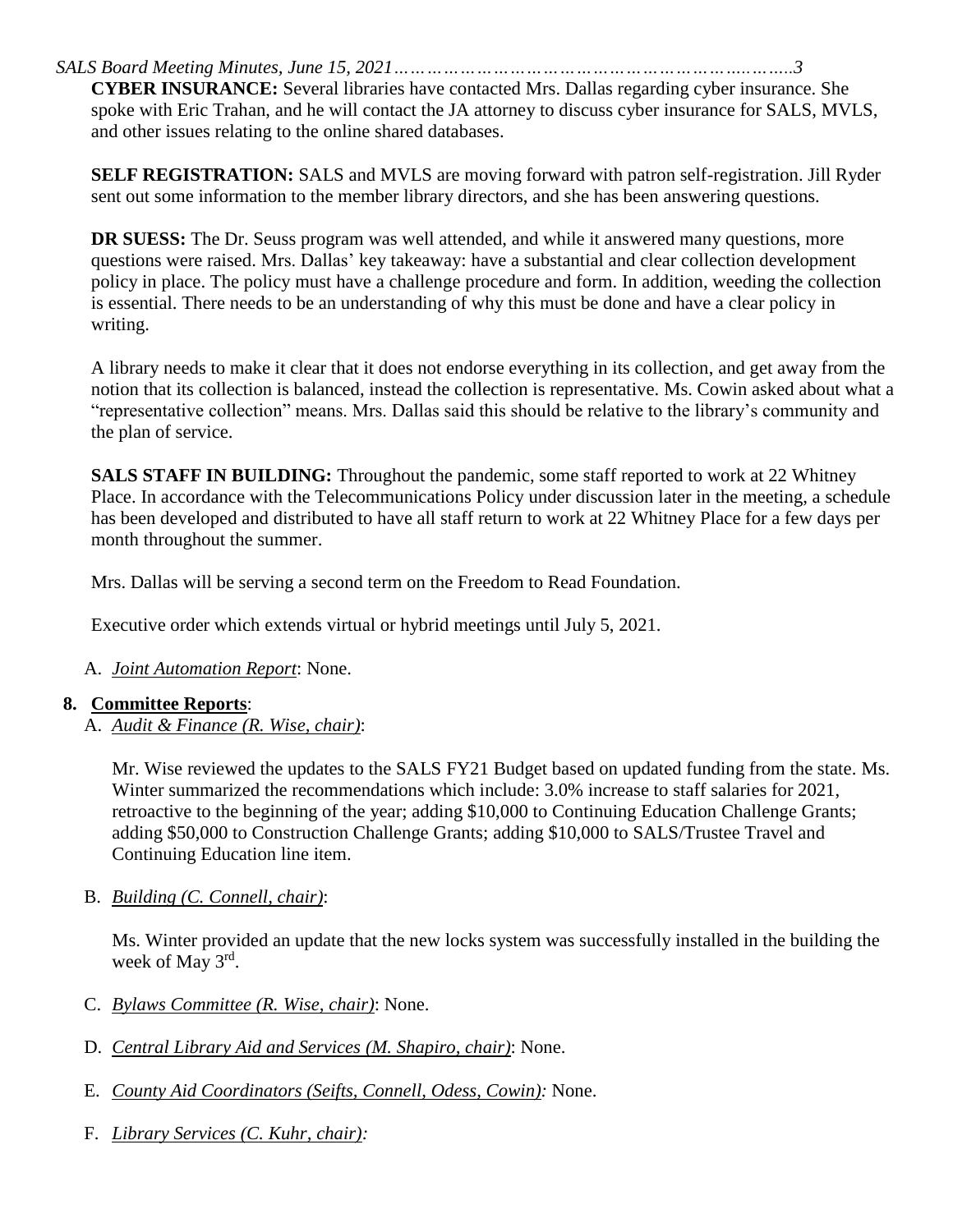**CYBER INSURANCE:** Several libraries have contacted Mrs. Dallas regarding cyber insurance. She spoke with Eric Trahan, and he will contact the JA attorney to discuss cyber insurance for SALS, MVLS, and other issues relating to the online shared databases.

**SELF REGISTRATION:** SALS and MVLS are moving forward with patron self-registration. Jill Ryder sent out some information to the member library directors, and she has been answering questions.

**DR SUESS:** The Dr. Seuss program was well attended, and while it answered many questions, more questions were raised. Mrs. Dallas' key takeaway: have a substantial and clear collection development policy in place. The policy must have a challenge procedure and form. In addition, weeding the collection is essential. There needs to be an understanding of why this must be done and have a clear policy in writing.

A library needs to make it clear that it does not endorse everything in its collection, and get away from the notion that its collection is balanced, instead the collection is representative. Ms. Cowin asked about what a "representative collection" means. Mrs. Dallas said this should be relative to the library's community and the plan of service.

**SALS STAFF IN BUILDING:** Throughout the pandemic, some staff reported to work at 22 Whitney Place. In accordance with the Telecommunications Policy under discussion later in the meeting, a schedule has been developed and distributed to have all staff return to work at 22 Whitney Place for a few days per month throughout the summer.

Mrs. Dallas will be serving a second term on the Freedom to Read Foundation.

Executive order which extends virtual or hybrid meetings until July 5, 2021.

A. *Joint Automation Report*: None.

**8. Committee Reports**:

A. *Audit & Finance (R. Wise, chair)*:

Mr. Wise reviewed the updates to the SALS FY21 Budget based on updated funding from the state. Ms. Winter summarized the recommendations which include: 3.0% increase to staff salaries for 2021, retroactive to the beginning of the year; adding $10,000 to Continuing Education Challenge Grants; adding $50,000 to Construction Challenge Grants; adding $10,000 to SALS/Trustee Travel and Continuing Education line item.

B. *Building (C. Connell, chair)*:

Ms. Winter provided an update that the new locks system was successfully installed in the building the week of May 3rd.

C. *Bylaws Committee (R. Wise, chair)*: None.

D. *Central Library Aid and Services (M. Shapiro, chair)*: None.

E. *County Aid Coordinators (Seifts, Connell, Odess, Cowin):* None.

F. *Library Services (C. Kuhr, chair):*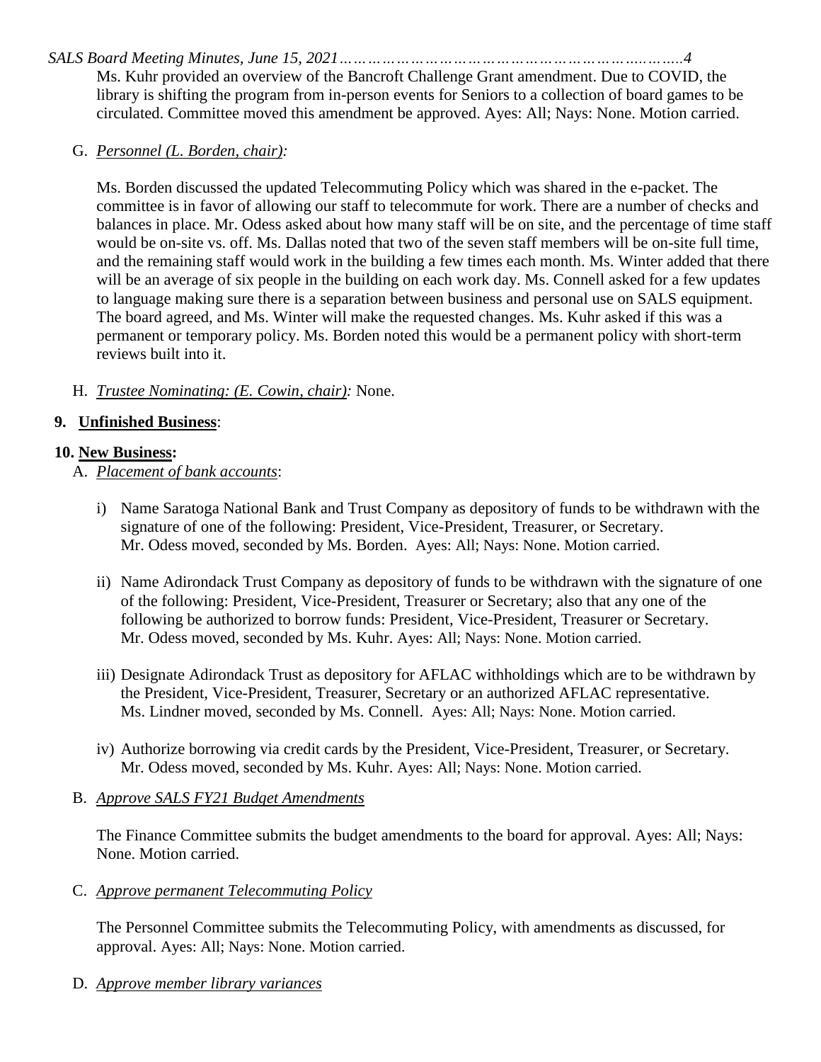Ms. Kuhr provided an overview of the Bancroft Challenge Grant amendment. Due to COVID, the library is shifting the program from in-person events for Seniors to a collection of board games to be circulated. Committee moved this amendment be approved. Ayes: All; Nays: None. Motion carried.

G. *Personnel (L. Borden, chair):*

Ms. Borden discussed the updated Telecommuting Policy which was shared in the e-packet. The committee is in favor of allowing our staff to telecommute for work. There are a number of checks and balances in place. Mr. Odess asked about how many staff will be on site, and the percentage of time staff would be on-site vs. off. Ms. Dallas noted that two of the seven staff members will be on-site full time, and the remaining staff would work in the building a few times each month. Ms. Winter added that there will be an average of six people in the building on each work day. Ms. Connell asked for a few updates to language making sure there is a separation between business and personal use on SALS equipment. The board agreed, and Ms. Winter will make the requested changes. Ms. Kuhr asked if this was a permanent or temporary policy. Ms. Borden noted this would be a permanent policy with short-term reviews built into it.

H. *Trustee Nominating: (E. Cowin, chair):* None.

**9. Unfinished Business**:

**10. New Business:**

A. *Placement of bank accounts*:

i) Name Saratoga National Bank and Trust Company as depository of funds to be withdrawn with the signature of one of the following: President, Vice-President, Treasurer, or Secretary. Mr. Odess moved, seconded by Ms. Borden. Ayes: All; Nays: None. Motion carried.

ii) Name Adirondack Trust Company as depository of funds to be withdrawn with the signature of one of the following: President, Vice-President, Treasurer or Secretary; also that any one of the following be authorized to borrow funds: President, Vice-President, Treasurer or Secretary. Mr. Odess moved, seconded by Ms. Kuhr. Ayes: All; Nays: None. Motion carried.

iii) Designate Adirondack Trust as depository for AFLAC withholdings which are to be withdrawn by the President, Vice-President, Treasurer, Secretary or an authorized AFLAC representative. Ms. Lindner moved, seconded by Ms. Connell. Ayes: All; Nays: None. Motion carried.

iv) Authorize borrowing via credit cards by the President, Vice-President, Treasurer, or Secretary. Mr. Odess moved, seconded by Ms. Kuhr. Ayes: All; Nays: None. Motion carried.

B. *Approve SALS FY21 Budget Amendments*

The Finance Committee submits the budget amendments to the board for approval. Ayes: All; Nays: None. Motion carried.

C. *Approve permanent Telecommuting Policy*

The Personnel Committee submits the Telecommuting Policy, with amendments as discussed, for approval. Ayes: All; Nays: None. Motion carried.

D. *Approve member library variances*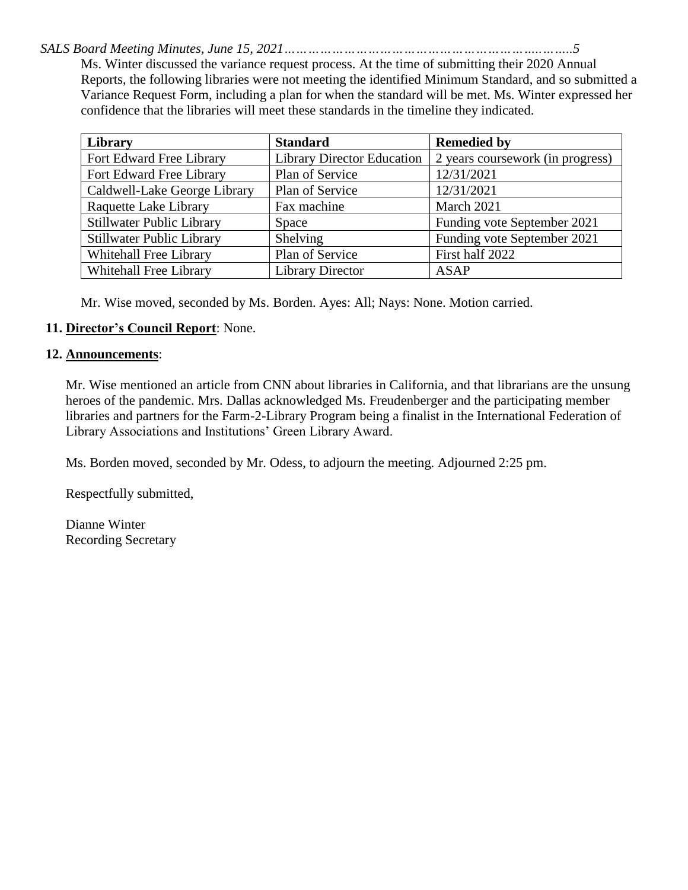Ms. Winter discussed the variance request process. At the time of submitting their 2020 Annual Reports, the following libraries were not meeting the identified Minimum Standard, and so submitted a Variance Request Form, including a plan for when the standard will be met. Ms. Winter expressed her confidence that the libraries will meet these standards in the timeline they indicated.

| Library | Standard | Remedied by |
|---|---|---|
| Fort Edward Free Library | Library Director Education | 2 years coursework (in progress) |
| Fort Edward Free Library | Plan of Service | 12/31/2021 |
| Caldwell-Lake George Library | Plan of Service | 12/31/2021 |
| Raquette Lake Library | Fax machine | March 2021 |
| Stillwater Public Library | Space | Funding vote September 2021 |
| Stillwater Public Library | Shelving | Funding vote September 2021 |
| Whitehall Free Library | Plan of Service | First half 2022 |
| Whitehall Free Library | Library Director | ASAP |

Mr. Wise moved, seconded by Ms. Borden. Ayes: All; Nays: None. Motion carried.

**11. <u>Director's Council Report</u>**: None.

**12. <u>Announcements</u>**:

Mr. Wise mentioned an article from CNN about libraries in California, and that librarians are the unsung heroes of the pandemic. Mrs. Dallas acknowledged Ms. Freudenberger and the participating member libraries and partners for the Farm-2-Library Program being a finalist in the International Federation of Library Associations and Institutions' Green Library Award.

Ms. Borden moved, seconded by Mr. Odess, to adjourn the meeting. Adjourned 2:25 pm.

Respectfully submitted,

Dianne Winter
Recording Secretary